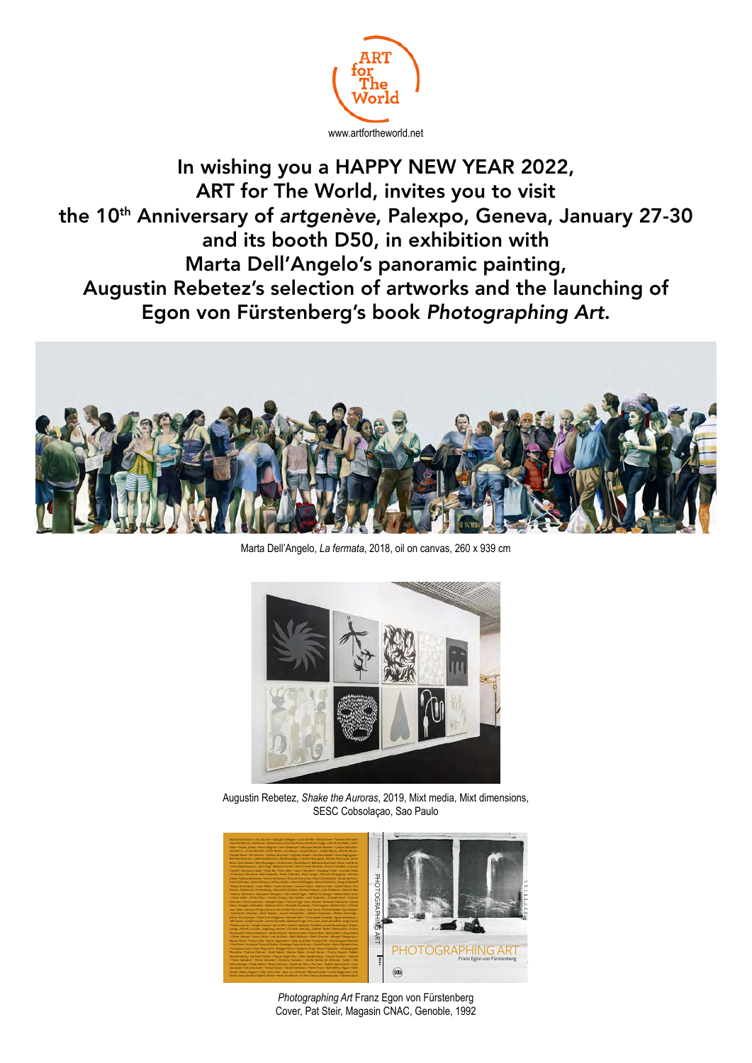ART for The World

www.artfortheworld.net

**In wishing you a HAPPY NEW YEAR 2022, ART for The World, invites you to visit the 10th Anniversary of *artgenève*, Palexpo, Geneva, January 27-30 and its booth D50, in exhibition with Marta Dell'Angelo's panoramic painting, Augustin Rebetez's selection of artworks and the launching of Egon von Fürstenberg's book *Photographing Art*.**

Marta Dell'Angelo, *La fermata*, 2018, oil on canvas, 260 x 939 cm

Augustin Rebetez, *Shake the Auroras*, 2019, Mixt media, Mixt dimensions, SESC Cobsolaçao, Sao Paulo

*Photographing Art* Franz Egon von Fürstenberg
Cover, Pat Steir, Magasin CNAC, Genoble, 1992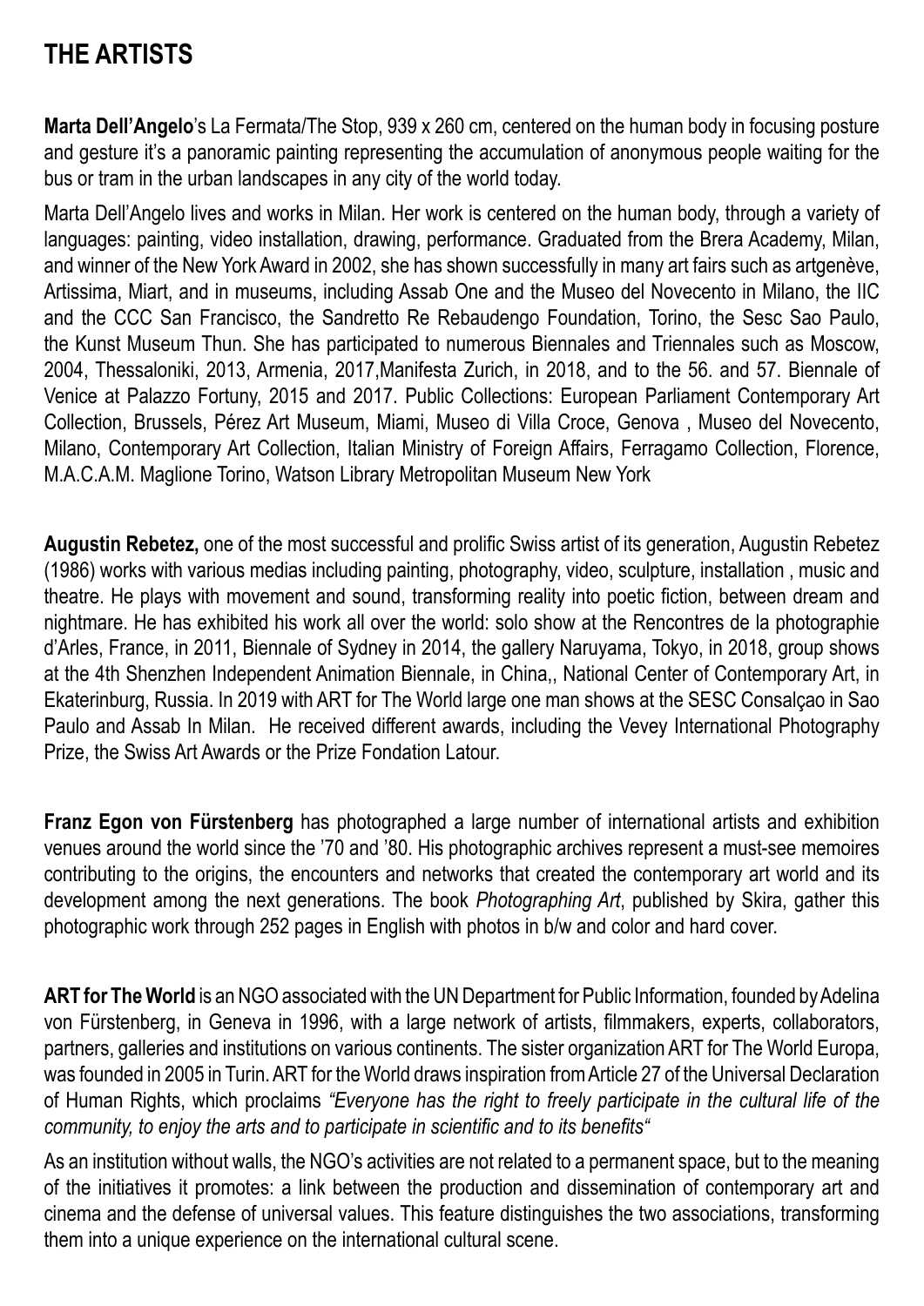## THE ARTISTS

**Marta Dell'Angelo**'s La Fermata/The Stop, 939 x 260 cm, centered on the human body in focusing posture and gesture it's a panoramic painting representing the accumulation of anonymous people waiting for the bus or tram in the urban landscapes in any city of the world today.

Marta Dell'Angelo lives and works in Milan. Her work is centered on the human body, through a variety of languages: painting, video installation, drawing, performance. Graduated from the Brera Academy, Milan, and winner of the New York Award in 2002, she has shown successfully in many art fairs such as artgenève, Artissima, Miart, and in museums, including Assab One and the Museo del Novecento in Milano, the IIC and the CCC San Francisco, the Sandretto Re Rebaudengo Foundation, Torino, the Sesc Sao Paulo, the Kunst Museum Thun. She has participated to numerous Biennales and Triennales such as Moscow, 2004, Thessaloniki, 2013, Armenia, 2017,Manifesta Zurich, in 2018, and to the 56. and 57. Biennale of Venice at Palazzo Fortuny, 2015 and 2017. Public Collections: European Parliament Contemporary Art Collection, Brussels, Pérez Art Museum, Miami, Museo di Villa Croce, Genova , Museo del Novecento, Milano, Contemporary Art Collection, Italian Ministry of Foreign Affairs, Ferragamo Collection, Florence, M.A.C.A.M. Maglione Torino, Watson Library Metropolitan Museum New York

**Augustin Rebetez,** one of the most successful and prolific Swiss artist of its generation, Augustin Rebetez (1986) works with various medias including painting, photography, video, sculpture, installation , music and theatre. He plays with movement and sound, transforming reality into poetic fiction, between dream and nightmare. He has exhibited his work all over the world: solo show at the Rencontres de la photographie d'Arles, France, in 2011, Biennale of Sydney in 2014, the gallery Naruyama, Tokyo, in 2018, group shows at the 4th Shenzhen Independent Animation Biennale, in China,, National Center of Contemporary Art, in Ekaterinburg, Russia. In 2019 with ART for The World large one man shows at the SESC Consalçao in Sao Paulo and Assab In Milan. He received different awards, including the Vevey International Photography Prize, the Swiss Art Awards or the Prize Fondation Latour.

**Franz Egon von Fürstenberg** has photographed a large number of international artists and exhibition venues around the world since the '70 and '80. His photographic archives represent a must-see memoires contributing to the origins, the encounters and networks that created the contemporary art world and its development among the next generations. The book *Photographing Art*, published by Skira, gather this photographic work through 252 pages in English with photos in b/w and color and hard cover.

**ART for The World** is an NGO associated with the UN Department for Public Information, founded by Adelina von Fürstenberg, in Geneva in 1996, with a large network of artists, filmmakers, experts, collaborators, partners, galleries and institutions on various continents. The sister organization ART for The World Europa, was founded in 2005 in Turin. ART for the World draws inspiration from Article 27 of the Universal Declaration of Human Rights, which proclaims *"Everyone has the right to freely participate in the cultural life of the community, to enjoy the arts and to participate in scientific and to its benefits"*

As an institution without walls, the NGO's activities are not related to a permanent space, but to the meaning of the initiatives it promotes: a link between the production and dissemination of contemporary art and cinema and the defense of universal values. This feature distinguishes the two associations, transforming them into a unique experience on the international cultural scene.